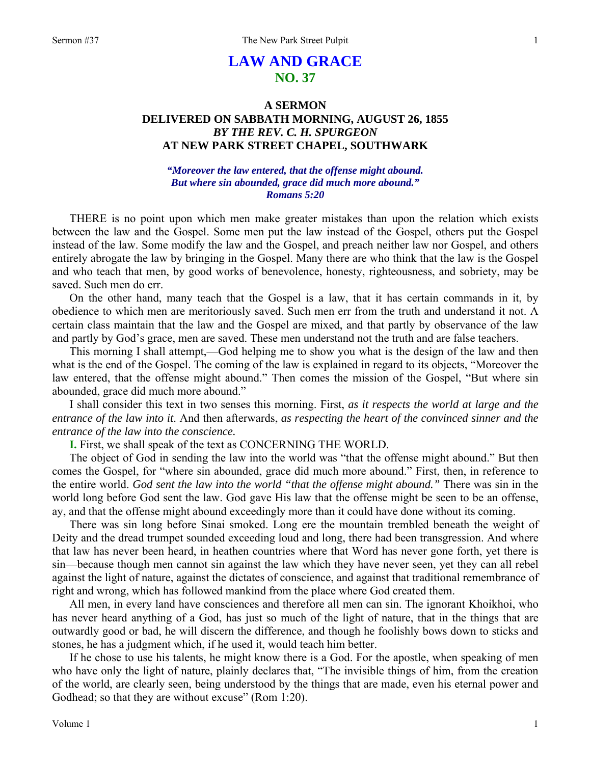# LAW AND GRACE
## NO. 37

### A SERMON
### DELIVERED ON SABBATH MORNING, AUGUST 26, 1855
### *BY THE REV. C. H. SPURGEON*
### AT NEW PARK STREET CHAPEL, SOUTHWARK

***"Moreover the law entered, that the offense might abound. But where sin abounded, grace did much more abound." Romans 5:20***

THERE is no point upon which men make greater mistakes than upon the relation which exists between the law and the Gospel. Some men put the law instead of the Gospel, others put the Gospel instead of the law. Some modify the law and the Gospel, and preach neither law nor Gospel, and others entirely abrogate the law by bringing in the Gospel. Many there are who think that the law is the Gospel and who teach that men, by good works of benevolence, honesty, righteousness, and sobriety, may be saved. Such men do err.

On the other hand, many teach that the Gospel is a law, that it has certain commands in it, by obedience to which men are meritoriously saved. Such men err from the truth and understand it not. A certain class maintain that the law and the Gospel are mixed, and that partly by observance of the law and partly by God's grace, men are saved. These men understand not the truth and are false teachers.

This morning I shall attempt,—God helping me to show you what is the design of the law and then what is the end of the Gospel. The coming of the law is explained in regard to its objects, "Moreover the law entered, that the offense might abound." Then comes the mission of the Gospel, "But where sin abounded, grace did much more abound."

I shall consider this text in two senses this morning. First, *as it respects the world at large and the entrance of the law into it*. And then afterwards, *as respecting the heart of the convinced sinner and the entrance of the law into the conscience.*

**I.** First, we shall speak of the text as CONCERNING THE WORLD.

The object of God in sending the law into the world was "that the offense might abound." But then comes the Gospel, for "where sin abounded, grace did much more abound." First, then, in reference to the entire world. *God sent the law into the world "that the offense might abound."* There was sin in the world long before God sent the law. God gave His law that the offense might be seen to be an offense, ay, and that the offense might abound exceedingly more than it could have done without its coming.

There was sin long before Sinai smoked. Long ere the mountain trembled beneath the weight of Deity and the dread trumpet sounded exceeding loud and long, there had been transgression. And where that law has never been heard, in heathen countries where that Word has never gone forth, yet there is sin—because though men cannot sin against the law which they have never seen, yet they can all rebel against the light of nature, against the dictates of conscience, and against that traditional remembrance of right and wrong, which has followed mankind from the place where God created them.

All men, in every land have consciences and therefore all men can sin. The ignorant Khoikhoi, who has never heard anything of a God, has just so much of the light of nature, that in the things that are outwardly good or bad, he will discern the difference, and though he foolishly bows down to sticks and stones, he has a judgment which, if he used it, would teach him better.

If he chose to use his talents, he might know there is a God. For the apostle, when speaking of men who have only the light of nature, plainly declares that, "The invisible things of him, from the creation of the world, are clearly seen, being understood by the things that are made, even his eternal power and Godhead; so that they are without excuse" (Rom 1:20).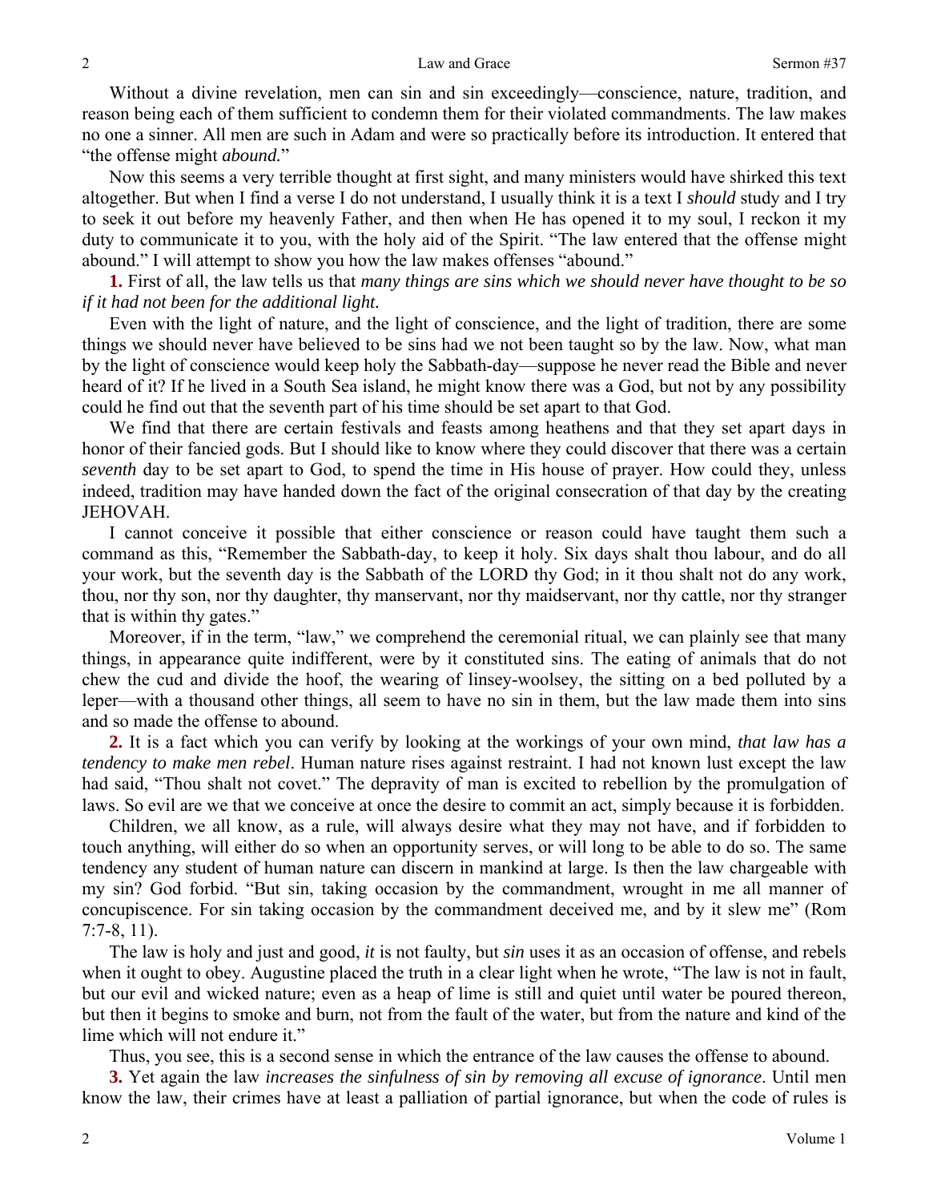Without a divine revelation, men can sin and sin exceedingly—conscience, nature, tradition, and reason being each of them sufficient to condemn them for their violated commandments. The law makes no one a sinner. All men are such in Adam and were so practically before its introduction. It entered that "the offense might *abound.*"

Now this seems a very terrible thought at first sight, and many ministers would have shirked this text altogether. But when I find a verse I do not understand, I usually think it is a text I *should* study and I try to seek it out before my heavenly Father, and then when He has opened it to my soul, I reckon it my duty to communicate it to you, with the holy aid of the Spirit. "The law entered that the offense might abound." I will attempt to show you how the law makes offenses "abound."

**1.** First of all, the law tells us that *many things are sins which we should never have thought to be so if it had not been for the additional light.*

Even with the light of nature, and the light of conscience, and the light of tradition, there are some things we should never have believed to be sins had we not been taught so by the law. Now, what man by the light of conscience would keep holy the Sabbath-day—suppose he never read the Bible and never heard of it? If he lived in a South Sea island, he might know there was a God, but not by any possibility could he find out that the seventh part of his time should be set apart to that God.

We find that there are certain festivals and feasts among heathens and that they set apart days in honor of their fancied gods. But I should like to know where they could discover that there was a certain *seventh* day to be set apart to God, to spend the time in His house of prayer. How could they, unless indeed, tradition may have handed down the fact of the original consecration of that day by the creating JEHOVAH.

I cannot conceive it possible that either conscience or reason could have taught them such a command as this, "Remember the Sabbath-day, to keep it holy. Six days shalt thou labour, and do all your work, but the seventh day is the Sabbath of the LORD thy God; in it thou shalt not do any work, thou, nor thy son, nor thy daughter, thy manservant, nor thy maidservant, nor thy cattle, nor thy stranger that is within thy gates."

Moreover, if in the term, "law," we comprehend the ceremonial ritual, we can plainly see that many things, in appearance quite indifferent, were by it constituted sins. The eating of animals that do not chew the cud and divide the hoof, the wearing of linsey-woolsey, the sitting on a bed polluted by a leper—with a thousand other things, all seem to have no sin in them, but the law made them into sins and so made the offense to abound.

**2.** It is a fact which you can verify by looking at the workings of your own mind, *that law has a tendency to make men rebel*. Human nature rises against restraint. I had not known lust except the law had said, "Thou shalt not covet." The depravity of man is excited to rebellion by the promulgation of laws. So evil are we that we conceive at once the desire to commit an act, simply because it is forbidden.

Children, we all know, as a rule, will always desire what they may not have, and if forbidden to touch anything, will either do so when an opportunity serves, or will long to be able to do so. The same tendency any student of human nature can discern in mankind at large. Is then the law chargeable with my sin? God forbid. "But sin, taking occasion by the commandment, wrought in me all manner of concupiscence. For sin taking occasion by the commandment deceived me, and by it slew me" (Rom 7:7-8, 11).

The law is holy and just and good, *it* is not faulty, but *sin* uses it as an occasion of offense, and rebels when it ought to obey. Augustine placed the truth in a clear light when he wrote, "The law is not in fault, but our evil and wicked nature; even as a heap of lime is still and quiet until water be poured thereon, but then it begins to smoke and burn, not from the fault of the water, but from the nature and kind of the lime which will not endure it."

Thus, you see, this is a second sense in which the entrance of the law causes the offense to abound.

**3.** Yet again the law *increases the sinfulness of sin by removing all excuse of ignorance*. Until men know the law, their crimes have at least a palliation of partial ignorance, but when the code of rules is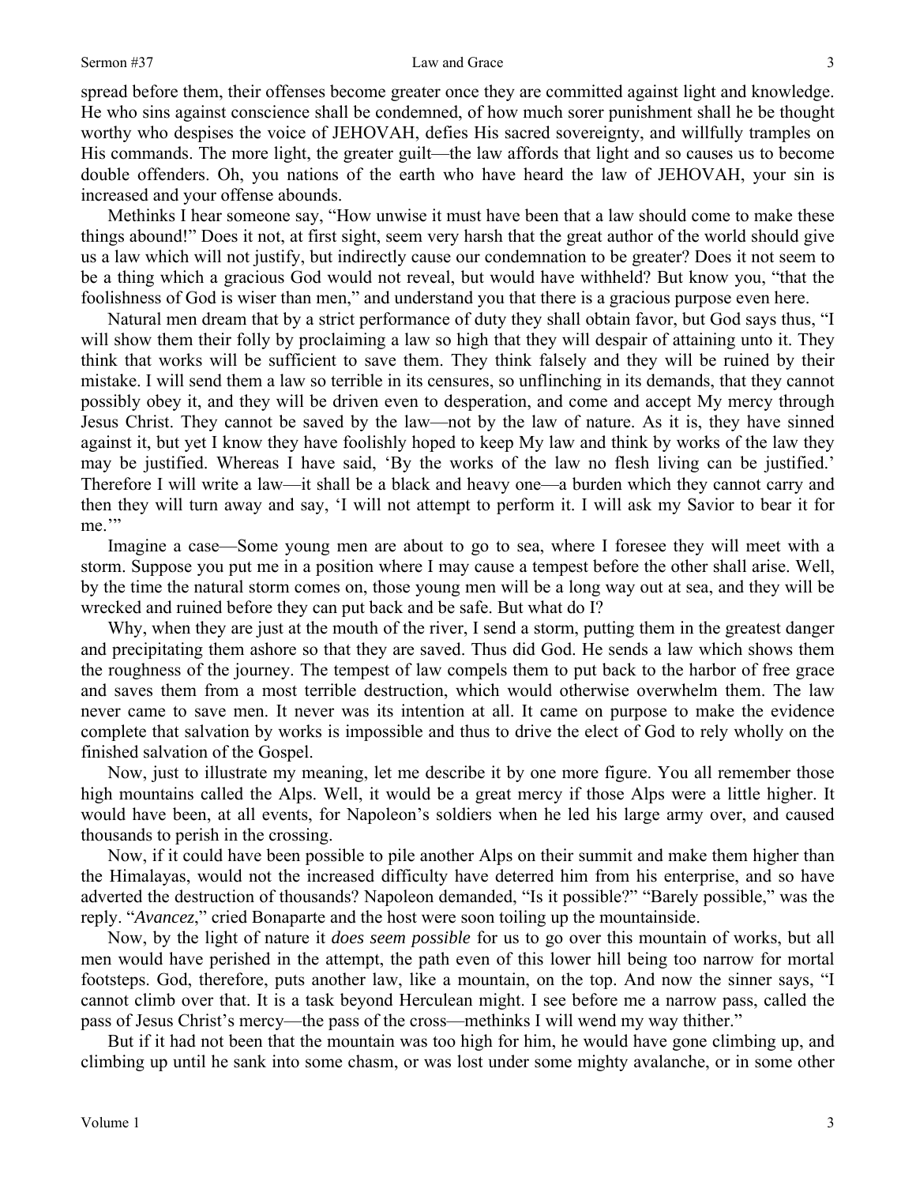spread before them, their offenses become greater once they are committed against light and knowledge. He who sins against conscience shall be condemned, of how much sorer punishment shall he be thought worthy who despises the voice of JEHOVAH, defies His sacred sovereignty, and willfully tramples on His commands. The more light, the greater guilt—the law affords that light and so causes us to become double offenders. Oh, you nations of the earth who have heard the law of JEHOVAH, your sin is increased and your offense abounds.

Methinks I hear someone say, "How unwise it must have been that a law should come to make these things abound!" Does it not, at first sight, seem very harsh that the great author of the world should give us a law which will not justify, but indirectly cause our condemnation to be greater? Does it not seem to be a thing which a gracious God would not reveal, but would have withheld? But know you, "that the foolishness of God is wiser than men," and understand you that there is a gracious purpose even here.

Natural men dream that by a strict performance of duty they shall obtain favor, but God says thus, "I will show them their folly by proclaiming a law so high that they will despair of attaining unto it. They think that works will be sufficient to save them. They think falsely and they will be ruined by their mistake. I will send them a law so terrible in its censures, so unflinching in its demands, that they cannot possibly obey it, and they will be driven even to desperation, and come and accept My mercy through Jesus Christ. They cannot be saved by the law—not by the law of nature. As it is, they have sinned against it, but yet I know they have foolishly hoped to keep My law and think by works of the law they may be justified. Whereas I have said, 'By the works of the law no flesh living can be justified.' Therefore I will write a law—it shall be a black and heavy one—a burden which they cannot carry and then they will turn away and say, 'I will not attempt to perform it. I will ask my Savior to bear it for me.'"

Imagine a case—Some young men are about to go to sea, where I foresee they will meet with a storm. Suppose you put me in a position where I may cause a tempest before the other shall arise. Well, by the time the natural storm comes on, those young men will be a long way out at sea, and they will be wrecked and ruined before they can put back and be safe. But what do I?

Why, when they are just at the mouth of the river, I send a storm, putting them in the greatest danger and precipitating them ashore so that they are saved. Thus did God. He sends a law which shows them the roughness of the journey. The tempest of law compels them to put back to the harbor of free grace and saves them from a most terrible destruction, which would otherwise overwhelm them. The law never came to save men. It never was its intention at all. It came on purpose to make the evidence complete that salvation by works is impossible and thus to drive the elect of God to rely wholly on the finished salvation of the Gospel.

Now, just to illustrate my meaning, let me describe it by one more figure. You all remember those high mountains called the Alps. Well, it would be a great mercy if those Alps were a little higher. It would have been, at all events, for Napoleon's soldiers when he led his large army over, and caused thousands to perish in the crossing.

Now, if it could have been possible to pile another Alps on their summit and make them higher than the Himalayas, would not the increased difficulty have deterred him from his enterprise, and so have adverted the destruction of thousands? Napoleon demanded, "Is it possible?" "Barely possible," was the reply. "*Avancez*," cried Bonaparte and the host were soon toiling up the mountainside.

Now, by the light of nature it *does seem possible* for us to go over this mountain of works, but all men would have perished in the attempt, the path even of this lower hill being too narrow for mortal footsteps. God, therefore, puts another law, like a mountain, on the top. And now the sinner says, "I cannot climb over that. It is a task beyond Herculean might. I see before me a narrow pass, called the pass of Jesus Christ's mercy—the pass of the cross—methinks I will wend my way thither."

But if it had not been that the mountain was too high for him, he would have gone climbing up, and climbing up until he sank into some chasm, or was lost under some mighty avalanche, or in some other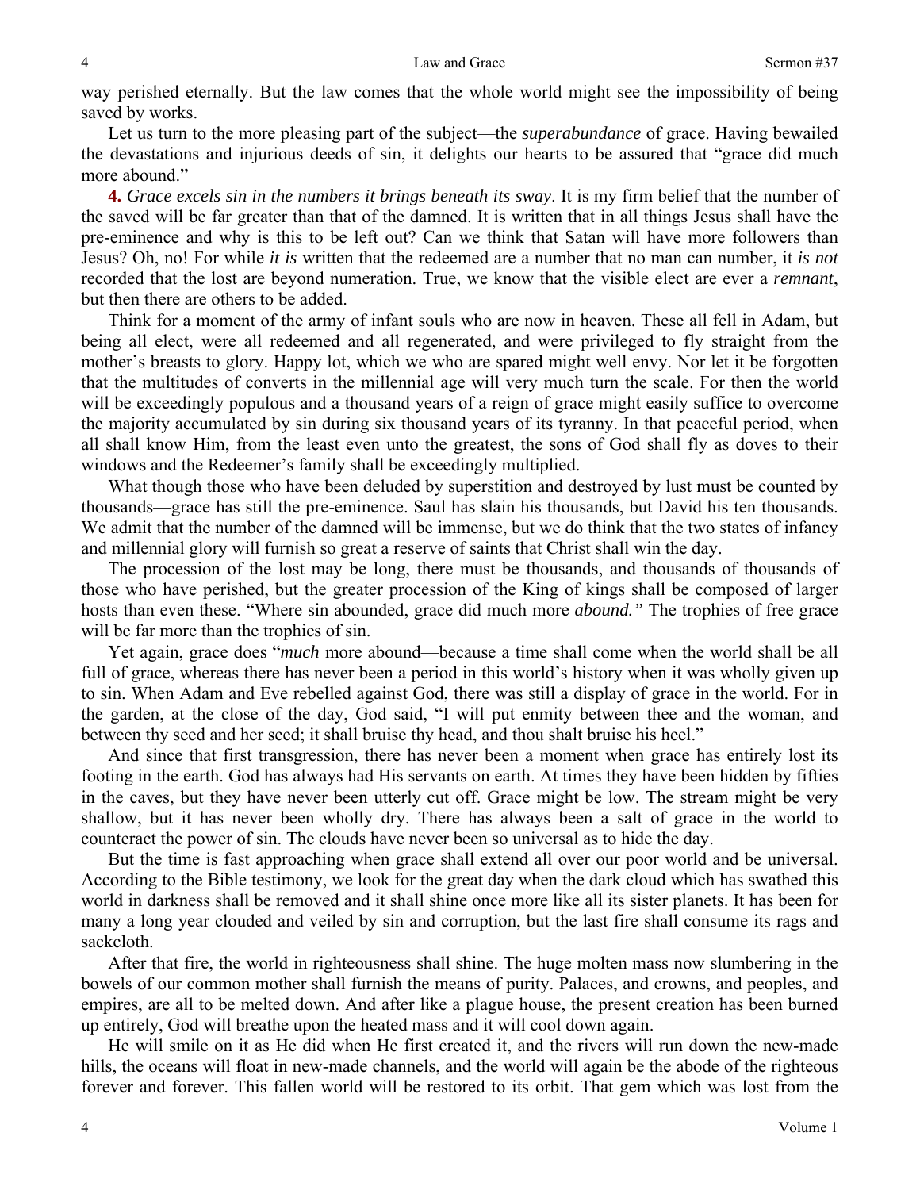way perished eternally. But the law comes that the whole world might see the impossibility of being saved by works.

Let us turn to the more pleasing part of the subject—the *superabundance* of grace. Having bewailed the devastations and injurious deeds of sin, it delights our hearts to be assured that "grace did much more abound."

**4.** *Grace excels sin in the numbers it brings beneath its sway*. It is my firm belief that the number of the saved will be far greater than that of the damned. It is written that in all things Jesus shall have the pre-eminence and why is this to be left out? Can we think that Satan will have more followers than Jesus? Oh, no! For while *it is* written that the redeemed are a number that no man can number, it *is not* recorded that the lost are beyond numeration. True, we know that the visible elect are ever a *remnant*, but then there are others to be added.

Think for a moment of the army of infant souls who are now in heaven. These all fell in Adam, but being all elect, were all redeemed and all regenerated, and were privileged to fly straight from the mother's breasts to glory. Happy lot, which we who are spared might well envy. Nor let it be forgotten that the multitudes of converts in the millennial age will very much turn the scale. For then the world will be exceedingly populous and a thousand years of a reign of grace might easily suffice to overcome the majority accumulated by sin during six thousand years of its tyranny. In that peaceful period, when all shall know Him, from the least even unto the greatest, the sons of God shall fly as doves to their windows and the Redeemer's family shall be exceedingly multiplied.

What though those who have been deluded by superstition and destroyed by lust must be counted by thousands—grace has still the pre-eminence. Saul has slain his thousands, but David his ten thousands. We admit that the number of the damned will be immense, but we do think that the two states of infancy and millennial glory will furnish so great a reserve of saints that Christ shall win the day.

The procession of the lost may be long, there must be thousands, and thousands of thousands of those who have perished, but the greater procession of the King of kings shall be composed of larger hosts than even these. "Where sin abounded, grace did much more *abound."* The trophies of free grace will be far more than the trophies of sin.

Yet again, grace does "*much* more abound—because a time shall come when the world shall be all full of grace, whereas there has never been a period in this world's history when it was wholly given up to sin. When Adam and Eve rebelled against God, there was still a display of grace in the world. For in the garden, at the close of the day, God said, "I will put enmity between thee and the woman, and between thy seed and her seed; it shall bruise thy head, and thou shalt bruise his heel."

And since that first transgression, there has never been a moment when grace has entirely lost its footing in the earth. God has always had His servants on earth. At times they have been hidden by fifties in the caves, but they have never been utterly cut off. Grace might be low. The stream might be very shallow, but it has never been wholly dry. There has always been a salt of grace in the world to counteract the power of sin. The clouds have never been so universal as to hide the day.

But the time is fast approaching when grace shall extend all over our poor world and be universal. According to the Bible testimony, we look for the great day when the dark cloud which has swathed this world in darkness shall be removed and it shall shine once more like all its sister planets. It has been for many a long year clouded and veiled by sin and corruption, but the last fire shall consume its rags and sackcloth.

After that fire, the world in righteousness shall shine. The huge molten mass now slumbering in the bowels of our common mother shall furnish the means of purity. Palaces, and crowns, and peoples, and empires, are all to be melted down. And after like a plague house, the present creation has been burned up entirely, God will breathe upon the heated mass and it will cool down again.

He will smile on it as He did when He first created it, and the rivers will run down the new-made hills, the oceans will float in new-made channels, and the world will again be the abode of the righteous forever and forever. This fallen world will be restored to its orbit. That gem which was lost from the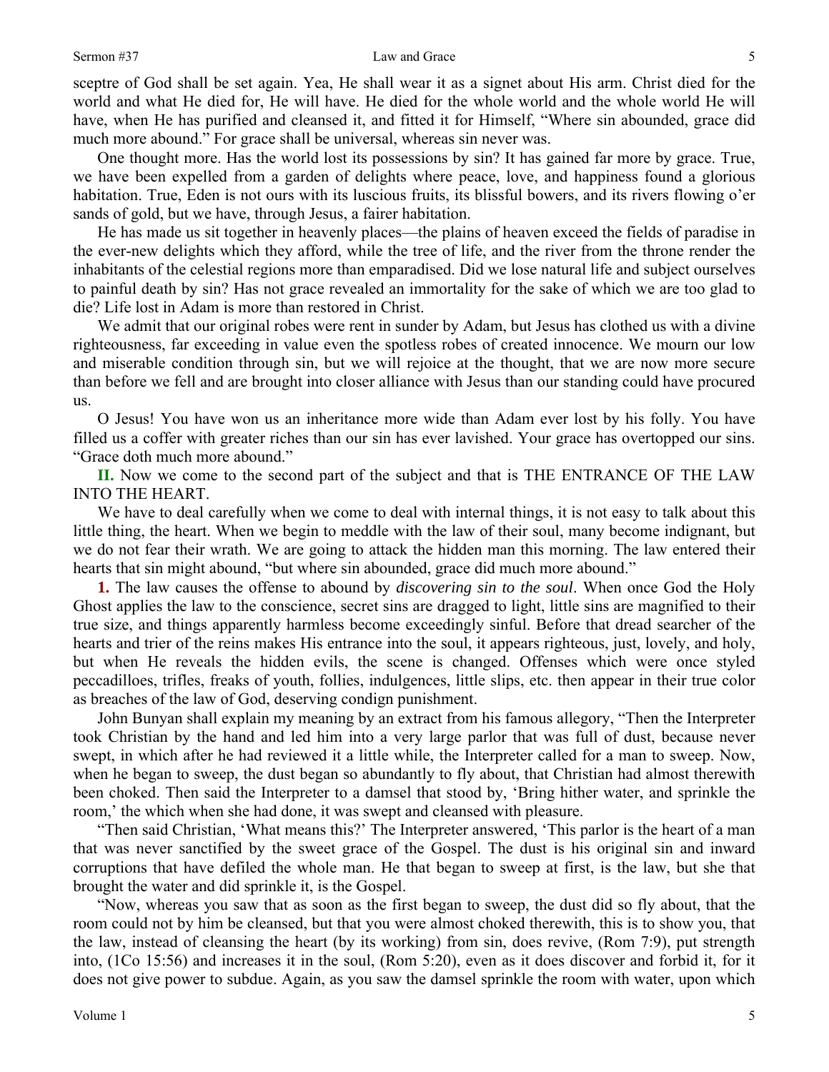sceptre of God shall be set again. Yea, He shall wear it as a signet about His arm. Christ died for the world and what He died for, He will have. He died for the whole world and the whole world He will have, when He has purified and cleansed it, and fitted it for Himself, "Where sin abounded, grace did much more abound." For grace shall be universal, whereas sin never was.

One thought more. Has the world lost its possessions by sin? It has gained far more by grace. True, we have been expelled from a garden of delights where peace, love, and happiness found a glorious habitation. True, Eden is not ours with its luscious fruits, its blissful bowers, and its rivers flowing o'er sands of gold, but we have, through Jesus, a fairer habitation.

He has made us sit together in heavenly places—the plains of heaven exceed the fields of paradise in the ever-new delights which they afford, while the tree of life, and the river from the throne render the inhabitants of the celestial regions more than emparadised. Did we lose natural life and subject ourselves to painful death by sin? Has not grace revealed an immortality for the sake of which we are too glad to die? Life lost in Adam is more than restored in Christ.

We admit that our original robes were rent in sunder by Adam, but Jesus has clothed us with a divine righteousness, far exceeding in value even the spotless robes of created innocence. We mourn our low and miserable condition through sin, but we will rejoice at the thought, that we are now more secure than before we fell and are brought into closer alliance with Jesus than our standing could have procured us.

O Jesus! You have won us an inheritance more wide than Adam ever lost by his folly. You have filled us a coffer with greater riches than our sin has ever lavished. Your grace has overtopped our sins. "Grace doth much more abound."

**II.** Now we come to the second part of the subject and that is THE ENTRANCE OF THE LAW INTO THE HEART.

We have to deal carefully when we come to deal with internal things, it is not easy to talk about this little thing, the heart. When we begin to meddle with the law of their soul, many become indignant, but we do not fear their wrath. We are going to attack the hidden man this morning. The law entered their hearts that sin might abound, "but where sin abounded, grace did much more abound."

**1.** The law causes the offense to abound by *discovering sin to the soul*. When once God the Holy Ghost applies the law to the conscience, secret sins are dragged to light, little sins are magnified to their true size, and things apparently harmless become exceedingly sinful. Before that dread searcher of the hearts and trier of the reins makes His entrance into the soul, it appears righteous, just, lovely, and holy, but when He reveals the hidden evils, the scene is changed. Offenses which were once styled peccadilloes, trifles, freaks of youth, follies, indulgences, little slips, etc. then appear in their true color as breaches of the law of God, deserving condign punishment.

John Bunyan shall explain my meaning by an extract from his famous allegory, "Then the Interpreter took Christian by the hand and led him into a very large parlor that was full of dust, because never swept, in which after he had reviewed it a little while, the Interpreter called for a man to sweep. Now, when he began to sweep, the dust began so abundantly to fly about, that Christian had almost therewith been choked. Then said the Interpreter to a damsel that stood by, 'Bring hither water, and sprinkle the room,' the which when she had done, it was swept and cleansed with pleasure.

"Then said Christian, 'What means this?' The Interpreter answered, 'This parlor is the heart of a man that was never sanctified by the sweet grace of the Gospel. The dust is his original sin and inward corruptions that have defiled the whole man. He that began to sweep at first, is the law, but she that brought the water and did sprinkle it, is the Gospel.

"Now, whereas you saw that as soon as the first began to sweep, the dust did so fly about, that the room could not by him be cleansed, but that you were almost choked therewith, this is to show you, that the law, instead of cleansing the heart (by its working) from sin, does revive, (Rom 7:9), put strength into, (1Co 15:56) and increases it in the soul, (Rom 5:20), even as it does discover and forbid it, for it does not give power to subdue. Again, as you saw the damsel sprinkle the room with water, upon which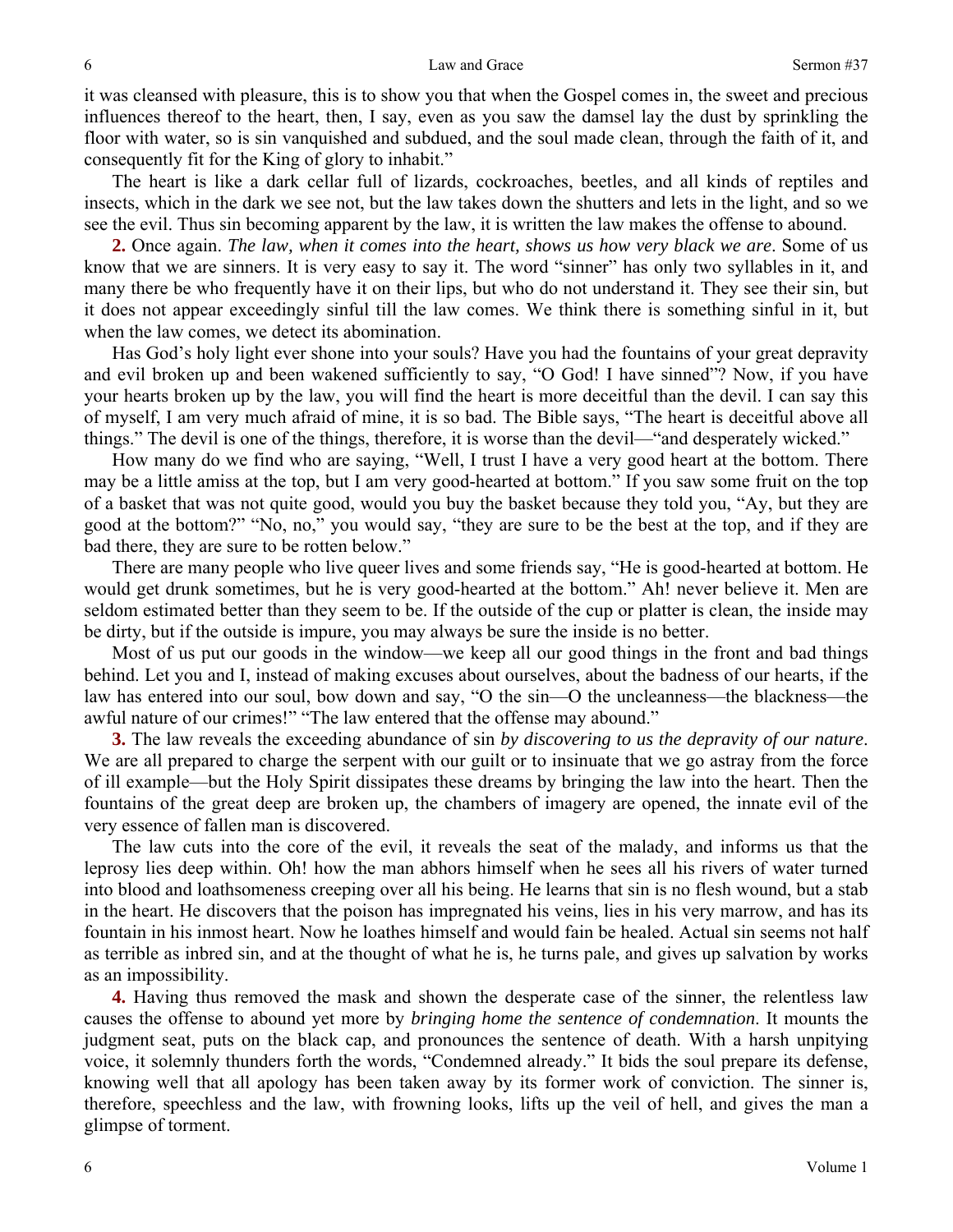it was cleansed with pleasure, this is to show you that when the Gospel comes in, the sweet and precious influences thereof to the heart, then, I say, even as you saw the damsel lay the dust by sprinkling the floor with water, so is sin vanquished and subdued, and the soul made clean, through the faith of it, and consequently fit for the King of glory to inhabit."

The heart is like a dark cellar full of lizards, cockroaches, beetles, and all kinds of reptiles and insects, which in the dark we see not, but the law takes down the shutters and lets in the light, and so we see the evil. Thus sin becoming apparent by the law, it is written the law makes the offense to abound.

**2.** Once again. *The law, when it comes into the heart, shows us how very black we are*. Some of us know that we are sinners. It is very easy to say it. The word "sinner" has only two syllables in it, and many there be who frequently have it on their lips, but who do not understand it. They see their sin, but it does not appear exceedingly sinful till the law comes. We think there is something sinful in it, but when the law comes, we detect its abomination.

Has God's holy light ever shone into your souls? Have you had the fountains of your great depravity and evil broken up and been wakened sufficiently to say, "O God! I have sinned"? Now, if you have your hearts broken up by the law, you will find the heart is more deceitful than the devil. I can say this of myself, I am very much afraid of mine, it is so bad. The Bible says, "The heart is deceitful above all things." The devil is one of the things, therefore, it is worse than the devil—"and desperately wicked."

How many do we find who are saying, "Well, I trust I have a very good heart at the bottom. There may be a little amiss at the top, but I am very good-hearted at bottom." If you saw some fruit on the top of a basket that was not quite good, would you buy the basket because they told you, "Ay, but they are good at the bottom?" "No, no," you would say, "they are sure to be the best at the top, and if they are bad there, they are sure to be rotten below."

There are many people who live queer lives and some friends say, "He is good-hearted at bottom. He would get drunk sometimes, but he is very good-hearted at the bottom." Ah! never believe it. Men are seldom estimated better than they seem to be. If the outside of the cup or platter is clean, the inside may be dirty, but if the outside is impure, you may always be sure the inside is no better.

Most of us put our goods in the window—we keep all our good things in the front and bad things behind. Let you and I, instead of making excuses about ourselves, about the badness of our hearts, if the law has entered into our soul, bow down and say, "O the sin—O the uncleanness—the blackness—the awful nature of our crimes!" "The law entered that the offense may abound."

**3.** The law reveals the exceeding abundance of sin *by discovering to us the depravity of our nature*. We are all prepared to charge the serpent with our guilt or to insinuate that we go astray from the force of ill example—but the Holy Spirit dissipates these dreams by bringing the law into the heart. Then the fountains of the great deep are broken up, the chambers of imagery are opened, the innate evil of the very essence of fallen man is discovered.

The law cuts into the core of the evil, it reveals the seat of the malady, and informs us that the leprosy lies deep within. Oh! how the man abhors himself when he sees all his rivers of water turned into blood and loathsomeness creeping over all his being. He learns that sin is no flesh wound, but a stab in the heart. He discovers that the poison has impregnated his veins, lies in his very marrow, and has its fountain in his inmost heart. Now he loathes himself and would fain be healed. Actual sin seems not half as terrible as inbred sin, and at the thought of what he is, he turns pale, and gives up salvation by works as an impossibility.

**4.** Having thus removed the mask and shown the desperate case of the sinner, the relentless law causes the offense to abound yet more by *bringing home the sentence of condemnation*. It mounts the judgment seat, puts on the black cap, and pronounces the sentence of death. With a harsh unpitying voice, it solemnly thunders forth the words, "Condemned already." It bids the soul prepare its defense, knowing well that all apology has been taken away by its former work of conviction. The sinner is, therefore, speechless and the law, with frowning looks, lifts up the veil of hell, and gives the man a glimpse of torment.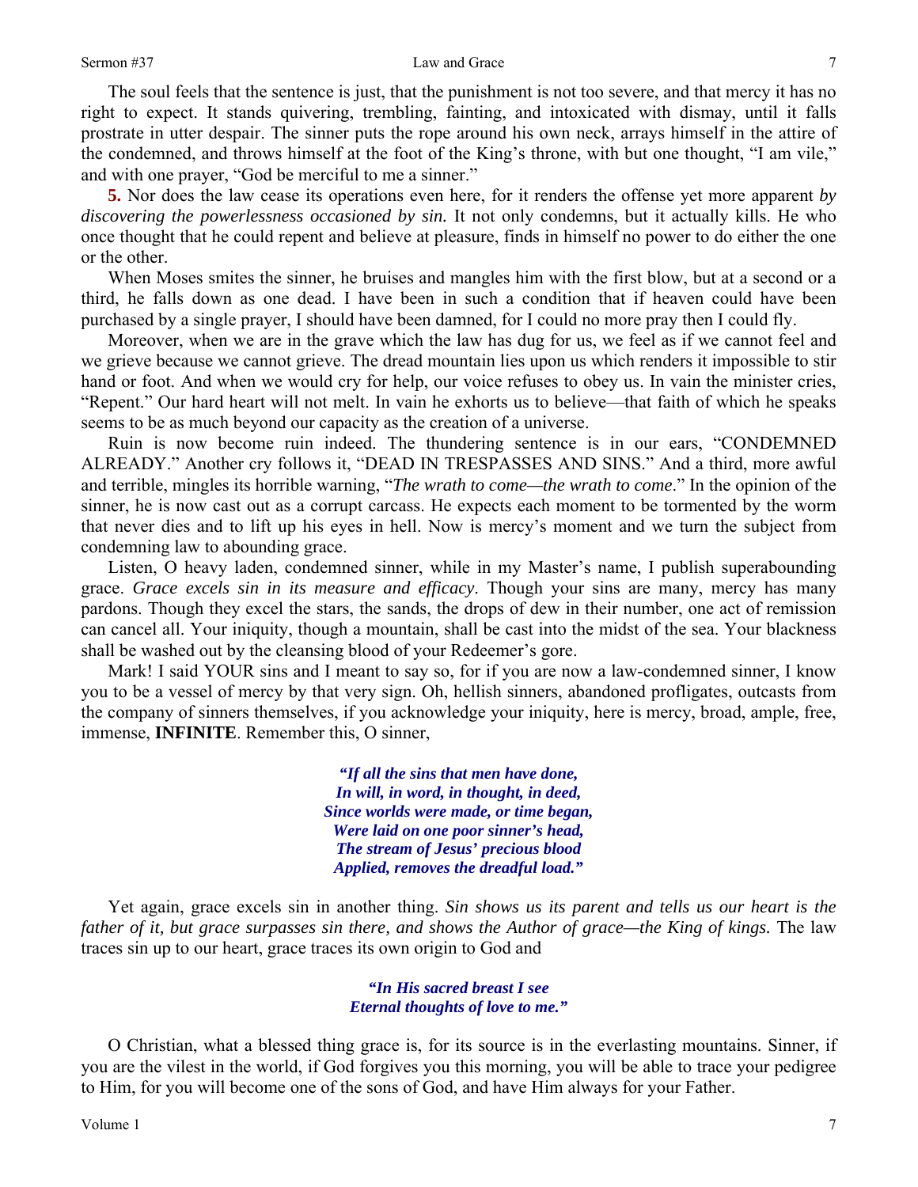The soul feels that the sentence is just, that the punishment is not too severe, and that mercy it has no right to expect. It stands quivering, trembling, fainting, and intoxicated with dismay, until it falls prostrate in utter despair. The sinner puts the rope around his own neck, arrays himself in the attire of the condemned, and throws himself at the foot of the King's throne, with but one thought, "I am vile," and with one prayer, "God be merciful to me a sinner."

**5.** Nor does the law cease its operations even here, for it renders the offense yet more apparent *by discovering the powerlessness occasioned by sin.* It not only condemns, but it actually kills. He who once thought that he could repent and believe at pleasure, finds in himself no power to do either the one or the other.

When Moses smites the sinner, he bruises and mangles him with the first blow, but at a second or a third, he falls down as one dead. I have been in such a condition that if heaven could have been purchased by a single prayer, I should have been damned, for I could no more pray then I could fly.

Moreover, when we are in the grave which the law has dug for us, we feel as if we cannot feel and we grieve because we cannot grieve. The dread mountain lies upon us which renders it impossible to stir hand or foot. And when we would cry for help, our voice refuses to obey us. In vain the minister cries, "Repent." Our hard heart will not melt. In vain he exhorts us to believe—that faith of which he speaks seems to be as much beyond our capacity as the creation of a universe.

Ruin is now become ruin indeed. The thundering sentence is in our ears, "CONDEMNED ALREADY." Another cry follows it, "DEAD IN TRESPASSES AND SINS." And a third, more awful and terrible, mingles its horrible warning, "*The wrath to come—the wrath to come*." In the opinion of the sinner, he is now cast out as a corrupt carcass. He expects each moment to be tormented by the worm that never dies and to lift up his eyes in hell. Now is mercy's moment and we turn the subject from condemning law to abounding grace.

Listen, O heavy laden, condemned sinner, while in my Master's name, I publish superabounding grace. *Grace excels sin in its measure and efficacy*. Though your sins are many, mercy has many pardons. Though they excel the stars, the sands, the drops of dew in their number, one act of remission can cancel all. Your iniquity, though a mountain, shall be cast into the midst of the sea. Your blackness shall be washed out by the cleansing blood of your Redeemer's gore.

Mark! I said YOUR sins and I meant to say so, for if you are now a law-condemned sinner, I know you to be a vessel of mercy by that very sign. Oh, hellish sinners, abandoned profligates, outcasts from the company of sinners themselves, if you acknowledge your iniquity, here is mercy, broad, ample, free, immense, **INFINITE**. Remember this, O sinner,

> ***"If all the sins that men have done,***
> ***In will, in word, in thought, in deed,***
> ***Since worlds were made, or time began,***
> ***Were laid on one poor sinner's head,***
> ***The stream of Jesus' precious blood***
> ***Applied, removes the dreadful load."***

Yet again, grace excels sin in another thing. *Sin shows us its parent and tells us our heart is the father of it, but grace surpasses sin there, and shows the Author of grace—the King of kings.* The law traces sin up to our heart, grace traces its own origin to God and

> ***"In His sacred breast I see***
> ***Eternal thoughts of love to me."***

O Christian, what a blessed thing grace is, for its source is in the everlasting mountains. Sinner, if you are the vilest in the world, if God forgives you this morning, you will be able to trace your pedigree to Him, for you will become one of the sons of God, and have Him always for your Father.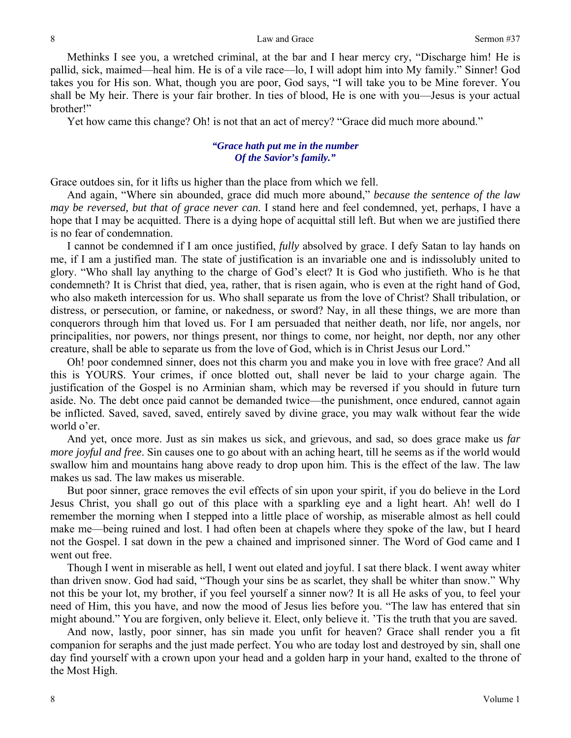Methinks I see you, a wretched criminal, at the bar and I hear mercy cry, "Discharge him! He is pallid, sick, maimed—heal him. He is of a vile race—lo, I will adopt him into My family." Sinner! God takes you for His son. What, though you are poor, God says, "I will take you to be Mine forever. You shall be My heir. There is your fair brother. In ties of blood, He is one with you—Jesus is your actual brother!"

Yet how came this change? Oh! is not that an act of mercy? "Grace did much more abound."

***"Grace hath put me in the number***
***Of the Savior's family."***

Grace outdoes sin, for it lifts us higher than the place from which we fell.

And again, "Where sin abounded, grace did much more abound," *because the sentence of the law may be reversed, but that of grace never can*. I stand here and feel condemned, yet, perhaps, I have a hope that I may be acquitted. There is a dying hope of acquittal still left. But when we are justified there is no fear of condemnation.

I cannot be condemned if I am once justified, *fully* absolved by grace. I defy Satan to lay hands on me, if I am a justified man. The state of justification is an invariable one and is indissolubly united to glory. "Who shall lay anything to the charge of God's elect? It is God who justifieth. Who is he that condemneth? It is Christ that died, yea, rather, that is risen again, who is even at the right hand of God, who also maketh intercession for us. Who shall separate us from the love of Christ? Shall tribulation, or distress, or persecution, or famine, or nakedness, or sword? Nay, in all these things, we are more than conquerors through him that loved us. For I am persuaded that neither death, nor life, nor angels, nor principalities, nor powers, nor things present, nor things to come, nor height, nor depth, nor any other creature, shall be able to separate us from the love of God, which is in Christ Jesus our Lord."

Oh! poor condemned sinner, does not this charm you and make you in love with free grace? And all this is YOURS. Your crimes, if once blotted out, shall never be laid to your charge again. The justification of the Gospel is no Arminian sham, which may be reversed if you should in future turn aside. No. The debt once paid cannot be demanded twice—the punishment, once endured, cannot again be inflicted. Saved, saved, saved, entirely saved by divine grace, you may walk without fear the wide world o'er.

And yet, once more. Just as sin makes us sick, and grievous, and sad, so does grace make us *far more joyful and free*. Sin causes one to go about with an aching heart, till he seems as if the world would swallow him and mountains hang above ready to drop upon him. This is the effect of the law. The law makes us sad. The law makes us miserable.

But poor sinner, grace removes the evil effects of sin upon your spirit, if you do believe in the Lord Jesus Christ, you shall go out of this place with a sparkling eye and a light heart. Ah! well do I remember the morning when I stepped into a little place of worship, as miserable almost as hell could make me—being ruined and lost. I had often been at chapels where they spoke of the law, but I heard not the Gospel. I sat down in the pew a chained and imprisoned sinner. The Word of God came and I went out free.

Though I went in miserable as hell, I went out elated and joyful. I sat there black. I went away whiter than driven snow. God had said, "Though your sins be as scarlet, they shall be whiter than snow." Why not this be your lot, my brother, if you feel yourself a sinner now? It is all He asks of you, to feel your need of Him, this you have, and now the mood of Jesus lies before you. "The law has entered that sin might abound." You are forgiven, only believe it. Elect, only believe it. 'Tis the truth that you are saved.

And now, lastly, poor sinner, has sin made you unfit for heaven? Grace shall render you a fit companion for seraphs and the just made perfect. You who are today lost and destroyed by sin, shall one day find yourself with a crown upon your head and a golden harp in your hand, exalted to the throne of the Most High.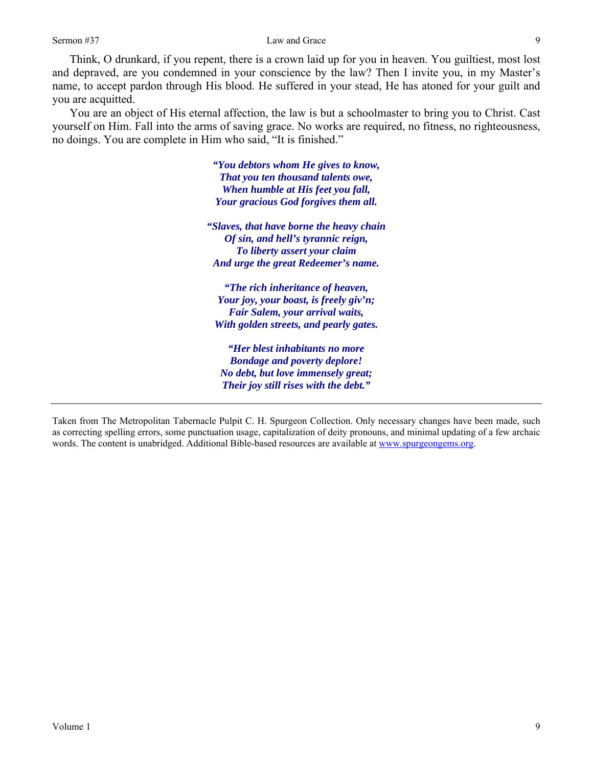Think, O drunkard, if you repent, there is a crown laid up for you in heaven. You guiltiest, most lost and depraved, are you condemned in your conscience by the law? Then I invite you, in my Master's name, to accept pardon through His blood. He suffered in your stead, He has atoned for your guilt and you are acquitted.

You are an object of His eternal affection, the law is but a schoolmaster to bring you to Christ. Cast yourself on Him. Fall into the arms of saving grace. No works are required, no fitness, no righteousness, no doings. You are complete in Him who said, "It is finished."

***"You debtors whom He gives to know,***
***That you ten thousand talents owe,***
***When humble at His feet you fall,***
***Your gracious God forgives them all.***

***"Slaves, that have borne the heavy chain***
***Of sin, and hell's tyrannic reign,***
***To liberty assert your claim***
***And urge the great Redeemer's name.***

***"The rich inheritance of heaven,***
***Your joy, your boast, is freely giv'n;***
***Fair Salem, your arrival waits,***
***With golden streets, and pearly gates.***

***"Her blest inhabitants no more***
***Bondage and poverty deplore!***
***No debt, but love immensely great;***
***Their joy still rises with the debt."***

---

Taken from The Metropolitan Tabernacle Pulpit C. H. Spurgeon Collection. Only necessary changes have been made, such as correcting spelling errors, some punctuation usage, capitalization of deity pronouns, and minimal updating of a few archaic words. The content is unabridged. Additional Bible-based resources are available at www.spurgeongems.org.